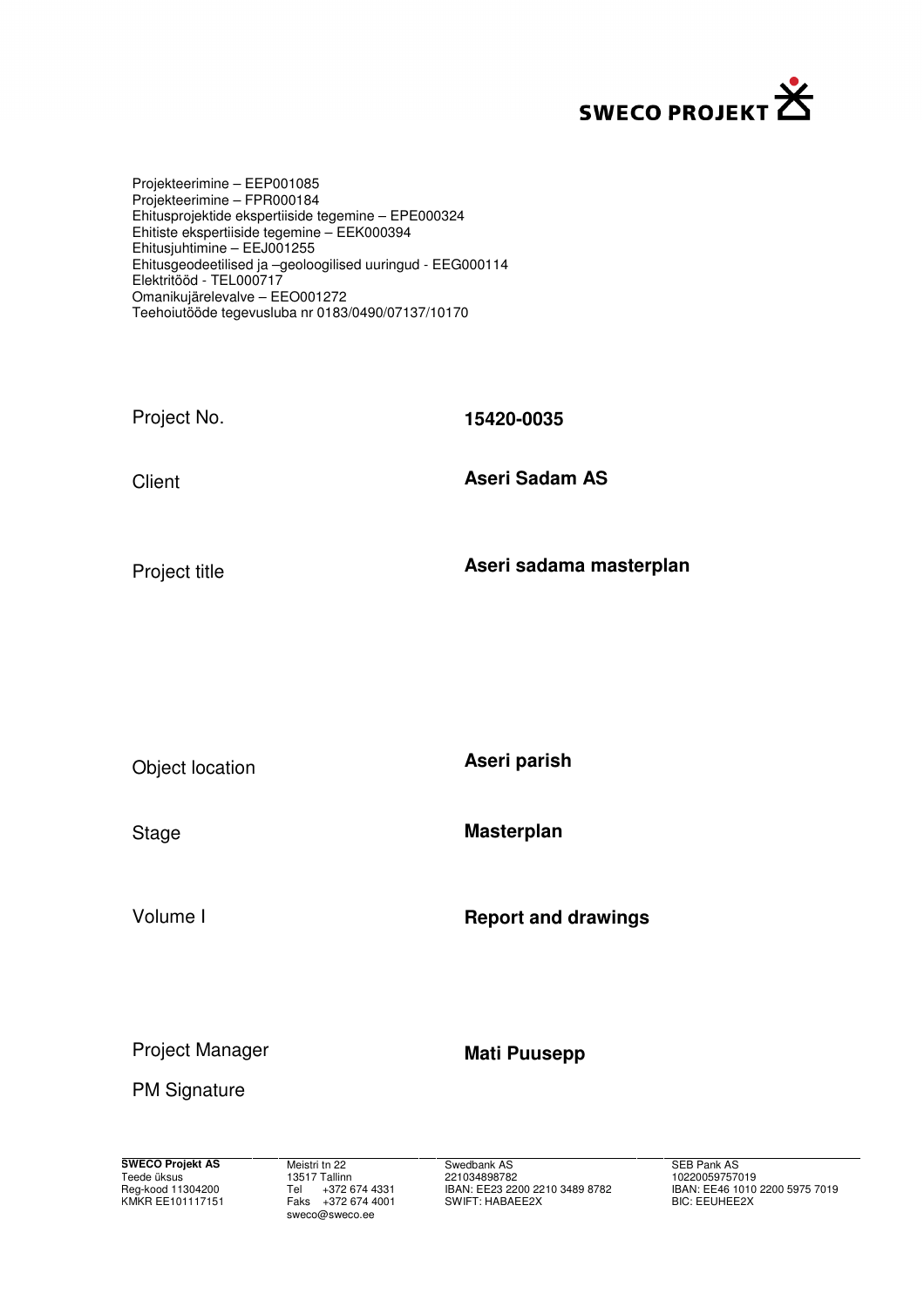SWECO PROJEKT

Projekteerimine – EEP001085
Projekteerimine – FPR000184
Ehitusprojektide ekspertiiside tegemine – EPE000324
Ehitiste ekspertiiside tegemine – EEK000394
Ehitusjuhtimine – EEJ001255
Ehitusgeodeetilised ja –geoloogilised uuringud - EEG000114
Elektritööd - TEL000717
Omanikujärelevalve – EEO001272
Teehoiutööde tegevusluba nr 0183/0490/07137/10170

| | |
|---|---|
| Project No. | **15420-0035** |
| Client | **Aseri Sadam AS** |
| Project title | **Aseri sadama masterplan** |
| Object location | **Aseri parish** |
| Stage | **Masterplan** |
| Volume I | **Report and drawings** |
| Project Manager | **Mati Puusepp** |
| PM Signature | |

**SWECO Projekt AS**
Teede üksus
Reg-kood 11304200
KMKR EE101117151

Meistri tn 22
13517 Tallinn
Tel +372 674 4331
Faks +372 674 4001
sweco@sweco.ee

Swedbank AS
221034898782
IBAN: EE23 2200 2210 3489 8782
SWIFT: HABAEE2X

SEB Pank AS
10220059757019
IBAN: EE46 1010 2200 5975 7019
BIC: EEUHEE2X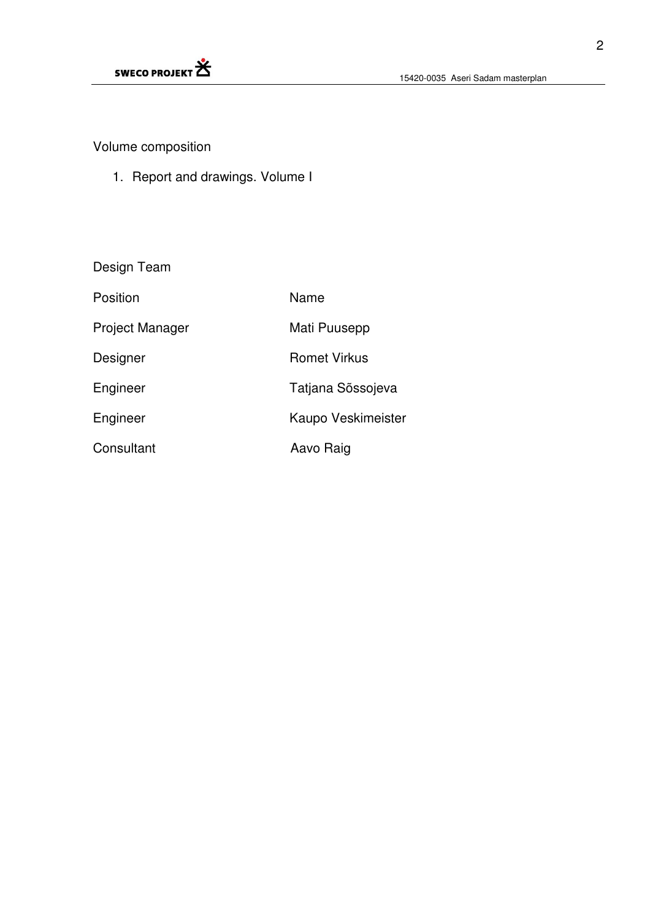Volume composition

1. Report and drawings. Volume I

Design Team

| Position | Name |
| --- | --- |
| Project Manager | Mati Puusepp |
| Designer | Romet Virkus |
| Engineer | Tatjana Sõssojeva |
| Engineer | Kaupo Veskimeister |
| Consultant | Aavo Raig |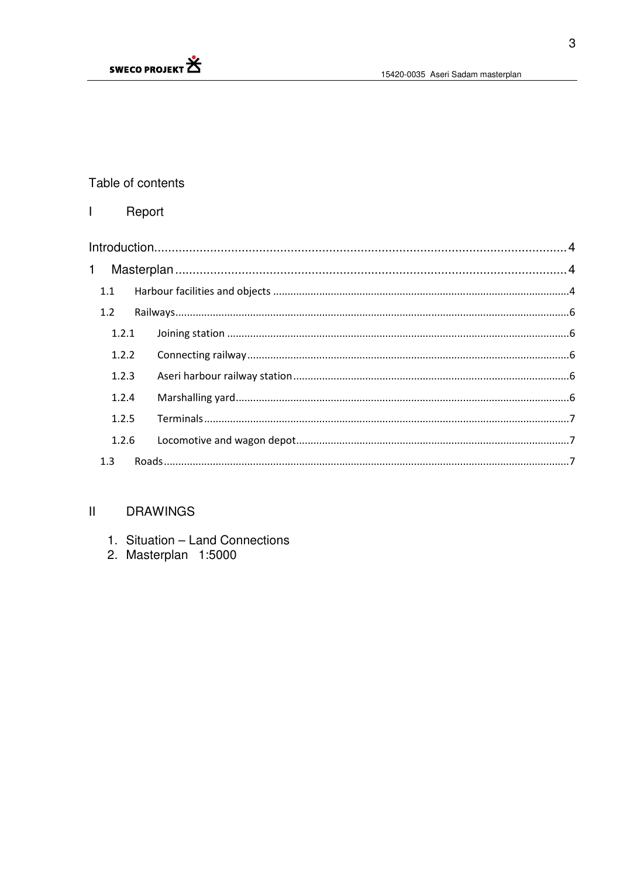Table of contents

# I Report

- Introduction....4
- 1 Masterplan....4
  - 1.1 Harbour facilities and objects....4
  - 1.2 Railways....6
    - 1.2.1 Joining station....6
    - 1.2.2 Connecting railway....6
    - 1.2.3 Aseri harbour railway station....6
    - 1.2.4 Marshalling yard....6
    - 1.2.5 Terminals....7
    - 1.2.6 Locomotive and wagon depot....7
  - 1.3 Roads....7

# II DRAWINGS

1. Situation – Land Connections
2. Masterplan 1:5000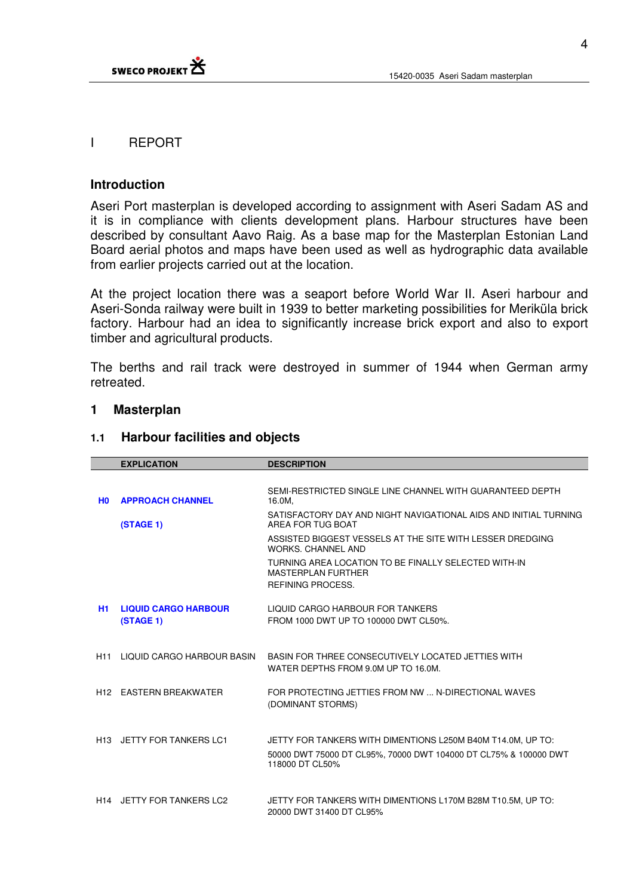# I REPORT

## Introduction

Aseri Port masterplan is developed according to assignment with Aseri Sadam AS and it is in compliance with clients development plans. Harbour structures have been described by consultant Aavo Raig. As a base map for the Masterplan Estonian Land Board aerial photos and maps have been used as well as hydrographic data available from earlier projects carried out at the location.

At the project location there was a seaport before World War II. Aseri harbour and Aseri-Sonda railway were built in 1939 to better marketing possibilities for Meriküla brick factory. Harbour had an idea to significantly increase brick export and also to export timber and agricultural products.

The berths and rail track were destroyed in summer of 1944 when German army retreated.

## 1 Masterplan

### 1.1 Harbour facilities and objects

| | EXPLICATION | DESCRIPTION |
|---|---|---|
| **H0** | **APPROACH CHANNEL**<br><br>**(STAGE 1)** | SEMI-RESTRICTED SINGLE LINE CHANNEL WITH GUARANTEED DEPTH 16.0M,<br>SATISFACTORY DAY AND NIGHT NAVIGATIONAL AIDS AND INITIAL TURNING AREA FOR TUG BOAT<br>ASSISTED BIGGEST VESSELS AT THE SITE WITH LESSER DREDGING WORKS. CHANNEL AND<br>TURNING AREA LOCATION TO BE FINALLY SELECTED WITH-IN MASTERPLAN FURTHER<br>REFINING PROCESS. |
| **H1** | **LIQUID CARGO HARBOUR (STAGE 1)** | LIQUID CARGO HARBOUR FOR TANKERS<br>FROM 1000 DWT UP TO 100000 DWT CL50%. |
| H11 | LIQUID CARGO HARBOUR BASIN | BASIN FOR THREE CONSECUTIVELY LOCATED JETTIES WITH WATER DEPTHS FROM 9.0M UP TO 16.0M. |
| H12 | EASTERN BREAKWATER | FOR PROTECTING JETTIES FROM NW ... N-DIRECTIONAL WAVES (DOMINANT STORMS) |
| H13 | JETTY FOR TANKERS LC1 | JETTY FOR TANKERS WITH DIMENTIONS L250M B40M T14.0M, UP TO:<br>50000 DWT 75000 DT CL95%, 70000 DWT 104000 DT CL75% & 100000 DWT 118000 DT CL50% |
| H14 | JETTY FOR TANKERS LC2 | JETTY FOR TANKERS WITH DIMENTIONS L170M B28M T10.5M, UP TO:<br>20000 DWT 31400 DT CL95% |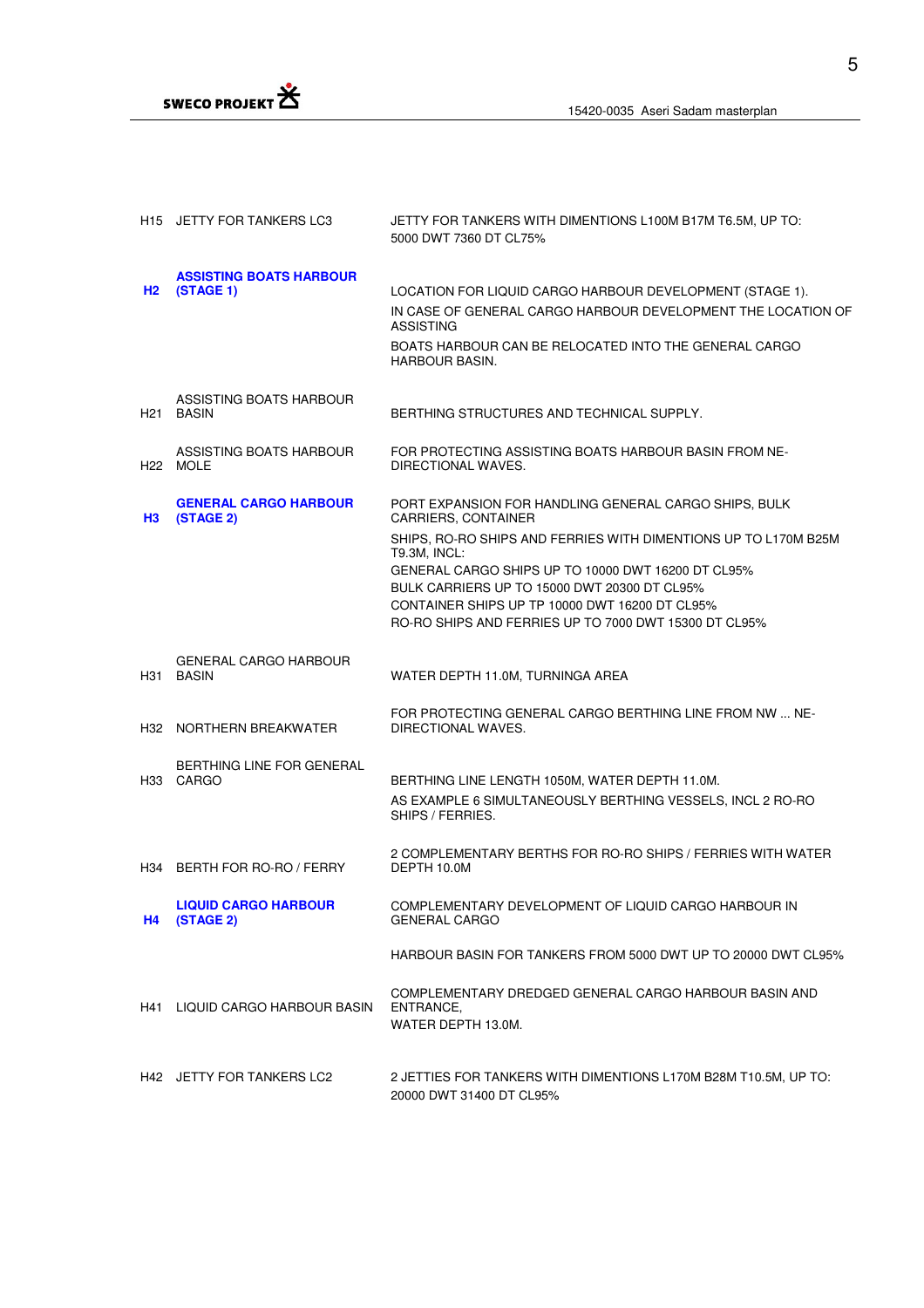| | | |
|---|---|---|
| H15 | JETTY FOR TANKERS LC3 | JETTY FOR TANKERS WITH DIMENTIONS L100M B17M T6.5M, UP TO: 5000 DWT 7360 DT CL75% |
| **H2** | **ASSISTING BOATS HARBOUR (STAGE 1)** | LOCATION FOR LIQUID CARGO HARBOUR DEVELOPMENT (STAGE 1).<br>IN CASE OF GENERAL CARGO HARBOUR DEVELOPMENT THE LOCATION OF ASSISTING<br>BOATS HARBOUR CAN BE RELOCATED INTO THE GENERAL CARGO HARBOUR BASIN. |
| H21 | ASSISTING BOATS HARBOUR BASIN | BERTHING STRUCTURES AND TECHNICAL SUPPLY. |
| H22 | ASSISTING BOATS HARBOUR MOLE | FOR PROTECTING ASSISTING BOATS HARBOUR BASIN FROM NE-DIRECTIONAL WAVES. |
| **H3** | **GENERAL CARGO HARBOUR (STAGE 2)** | PORT EXPANSION FOR HANDLING GENERAL CARGO SHIPS, BULK CARRIERS, CONTAINER<br>SHIPS, RO-RO SHIPS AND FERRIES WITH DIMENTIONS UP TO L170M B25M T9.3M, INCL:<br>GENERAL CARGO SHIPS UP TO 10000 DWT 16200 DT CL95%<br>BULK CARRIERS UP TO 15000 DWT 20300 DT CL95%<br>CONTAINER SHIPS UP TP 10000 DWT 16200 DT CL95%<br>RO-RO SHIPS AND FERRIES UP TO 7000 DWT 15300 DT CL95% |
| H31 | GENERAL CARGO HARBOUR BASIN | WATER DEPTH 11.0M, TURNINGA AREA |
| H32 | NORTHERN BREAKWATER | FOR PROTECTING GENERAL CARGO BERTHING LINE FROM NW ... NE-DIRECTIONAL WAVES. |
| H33 | BERTHING LINE FOR GENERAL CARGO | BERTHING LINE LENGTH 1050M, WATER DEPTH 11.0M.<br>AS EXAMPLE 6 SIMULTANEOUSLY BERTHING VESSELS, INCL 2 RO-RO SHIPS / FERRIES. |
| H34 | BERTH FOR RO-RO / FERRY | 2 COMPLEMENTARY BERTHS FOR RO-RO SHIPS / FERRIES WITH WATER DEPTH 10.0M |
| **H4** | **LIQUID CARGO HARBOUR (STAGE 2)** | COMPLEMENTARY DEVELOPMENT OF LIQUID CARGO HARBOUR IN GENERAL CARGO<br><br>HARBOUR BASIN FOR TANKERS FROM 5000 DWT UP TO 20000 DWT CL95% |
| H41 | LIQUID CARGO HARBOUR BASIN | COMPLEMENTARY DREDGED GENERAL CARGO HARBOUR BASIN AND ENTRANCE,<br>WATER DEPTH 13.0M. |
| H42 | JETTY FOR TANKERS LC2 | 2 JETTIES FOR TANKERS WITH DIMENTIONS L170M B28M T10.5M, UP TO: 20000 DWT 31400 DT CL95% |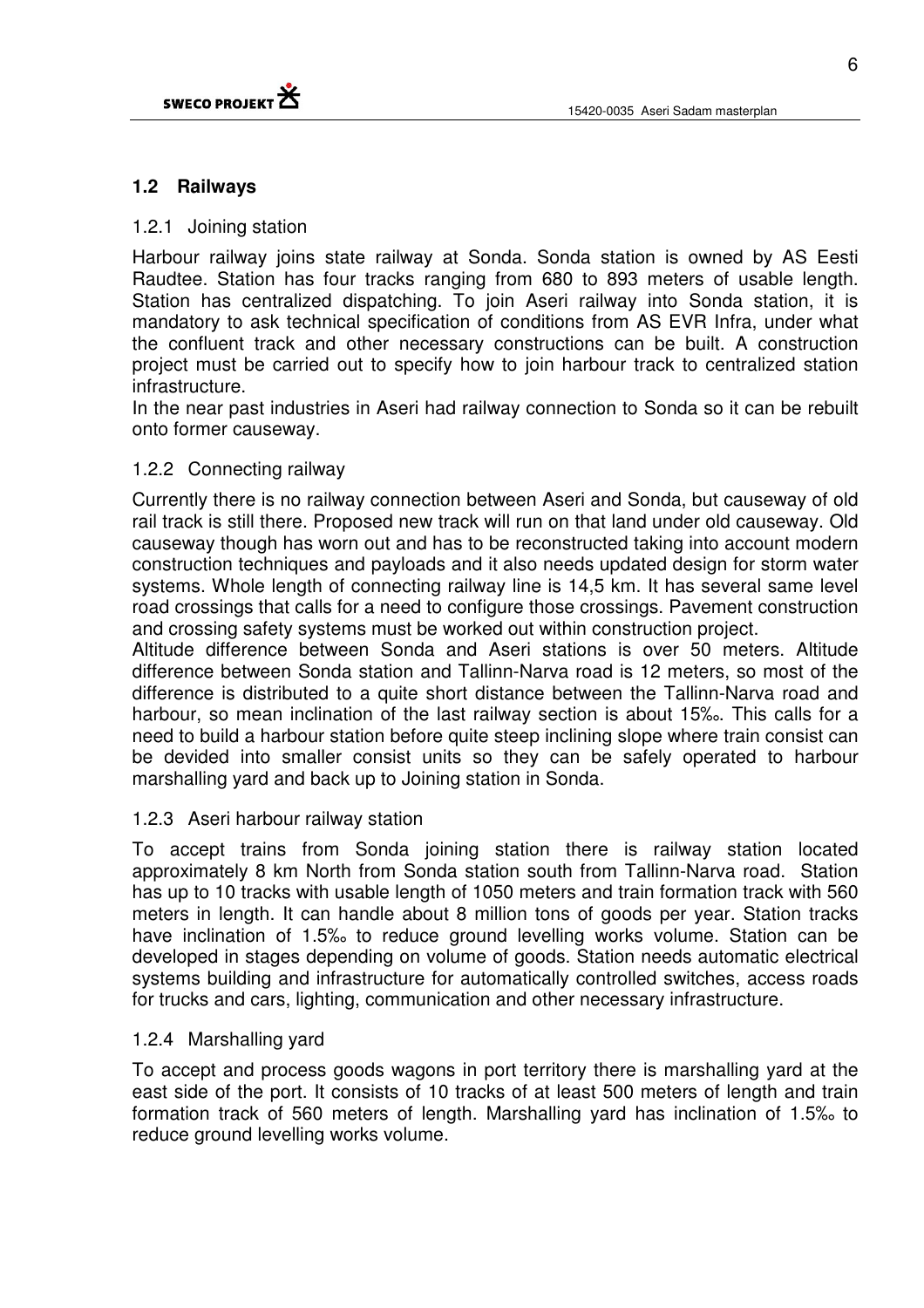## 1.2 Railways

### 1.2.1 Joining station

Harbour railway joins state railway at Sonda. Sonda station is owned by AS Eesti Raudtee. Station has four tracks ranging from 680 to 893 meters of usable length. Station has centralized dispatching. To join Aseri railway into Sonda station, it is mandatory to ask technical specification of conditions from AS EVR Infra, under what the confluent track and other necessary constructions can be built. A construction project must be carried out to specify how to join harbour track to centralized station infrastructure.

In the near past industries in Aseri had railway connection to Sonda so it can be rebuilt onto former causeway.

### 1.2.2 Connecting railway

Currently there is no railway connection between Aseri and Sonda, but causeway of old rail track is still there. Proposed new track will run on that land under old causeway. Old causeway though has worn out and has to be reconstructed taking into account modern construction techniques and payloads and it also needs updated design for storm water systems. Whole length of connecting railway line is 14,5 km. It has several same level road crossings that calls for a need to configure those crossings. Pavement construction and crossing safety systems must be worked out within construction project.

Altitude difference between Sonda and Aseri stations is over 50 meters. Altitude difference between Sonda station and Tallinn-Narva road is 12 meters, so most of the difference is distributed to a quite short distance between the Tallinn-Narva road and harbour, so mean inclination of the last railway section is about 15‰. This calls for a need to build a harbour station before quite steep inclining slope where train consist can be devided into smaller consist units so they can be safely operated to harbour marshalling yard and back up to Joining station in Sonda.

### 1.2.3 Aseri harbour railway station

To accept trains from Sonda joining station there is railway station located approximately 8 km North from Sonda station south from Tallinn-Narva road. Station has up to 10 tracks with usable length of 1050 meters and train formation track with 560 meters in length. It can handle about 8 million tons of goods per year. Station tracks have inclination of 1.5‰ to reduce ground levelling works volume. Station can be developed in stages depending on volume of goods. Station needs automatic electrical systems building and infrastructure for automatically controlled switches, access roads for trucks and cars, lighting, communication and other necessary infrastructure.

### 1.2.4 Marshalling yard

To accept and process goods wagons in port territory there is marshalling yard at the east side of the port. It consists of 10 tracks of at least 500 meters of length and train formation track of 560 meters of length. Marshalling yard has inclination of 1.5‰ to reduce ground levelling works volume.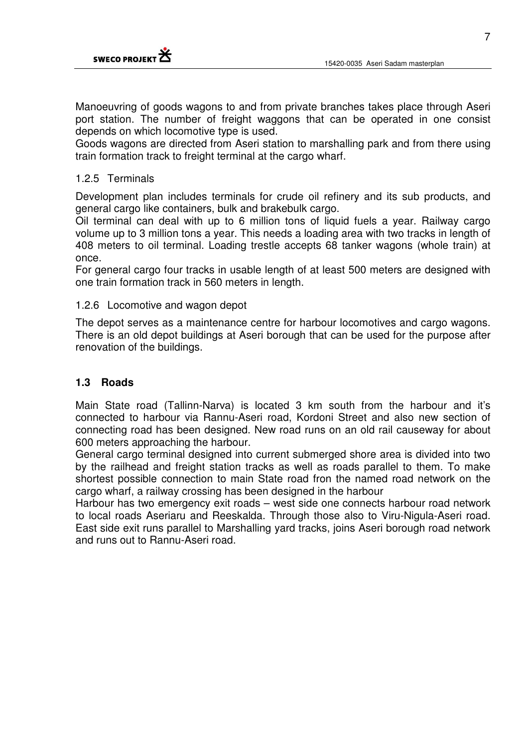Manoeuvring of goods wagons to and from private branches takes place through Aseri port station. The number of freight waggons that can be operated in one consist depends on which locomotive type is used.

Goods wagons are directed from Aseri station to marshalling park and from there using train formation track to freight terminal at the cargo wharf.

### 1.2.5 Terminals

Development plan includes terminals for crude oil refinery and its sub products, and general cargo like containers, bulk and brakebulk cargo.

Oil terminal can deal with up to 6 million tons of liquid fuels a year. Railway cargo volume up to 3 million tons a year. This needs a loading area with two tracks in length of 408 meters to oil terminal. Loading trestle accepts 68 tanker wagons (whole train) at once.

For general cargo four tracks in usable length of at least 500 meters are designed with one train formation track in 560 meters in length.

### 1.2.6 Locomotive and wagon depot

The depot serves as a maintenance centre for harbour locomotives and cargo wagons. There is an old depot buildings at Aseri borough that can be used for the purpose after renovation of the buildings.

## 1.3 Roads

Main State road (Tallinn-Narva) is located 3 km south from the harbour and it's connected to harbour via Rannu-Aseri road, Kordoni Street and also new section of connecting road has been designed. New road runs on an old rail causeway for about 600 meters approaching the harbour.

General cargo terminal designed into current submerged shore area is divided into two by the railhead and freight station tracks as well as roads parallel to them. To make shortest possible connection to main State road fron the named road network on the cargo wharf, a railway crossing has been designed in the harbour

Harbour has two emergency exit roads – west side one connects harbour road network to local roads Aseriaru and Reeskalda. Through those also to Viru-Nigula-Aseri road. East side exit runs parallel to Marshalling yard tracks, joins Aseri borough road network and runs out to Rannu-Aseri road.